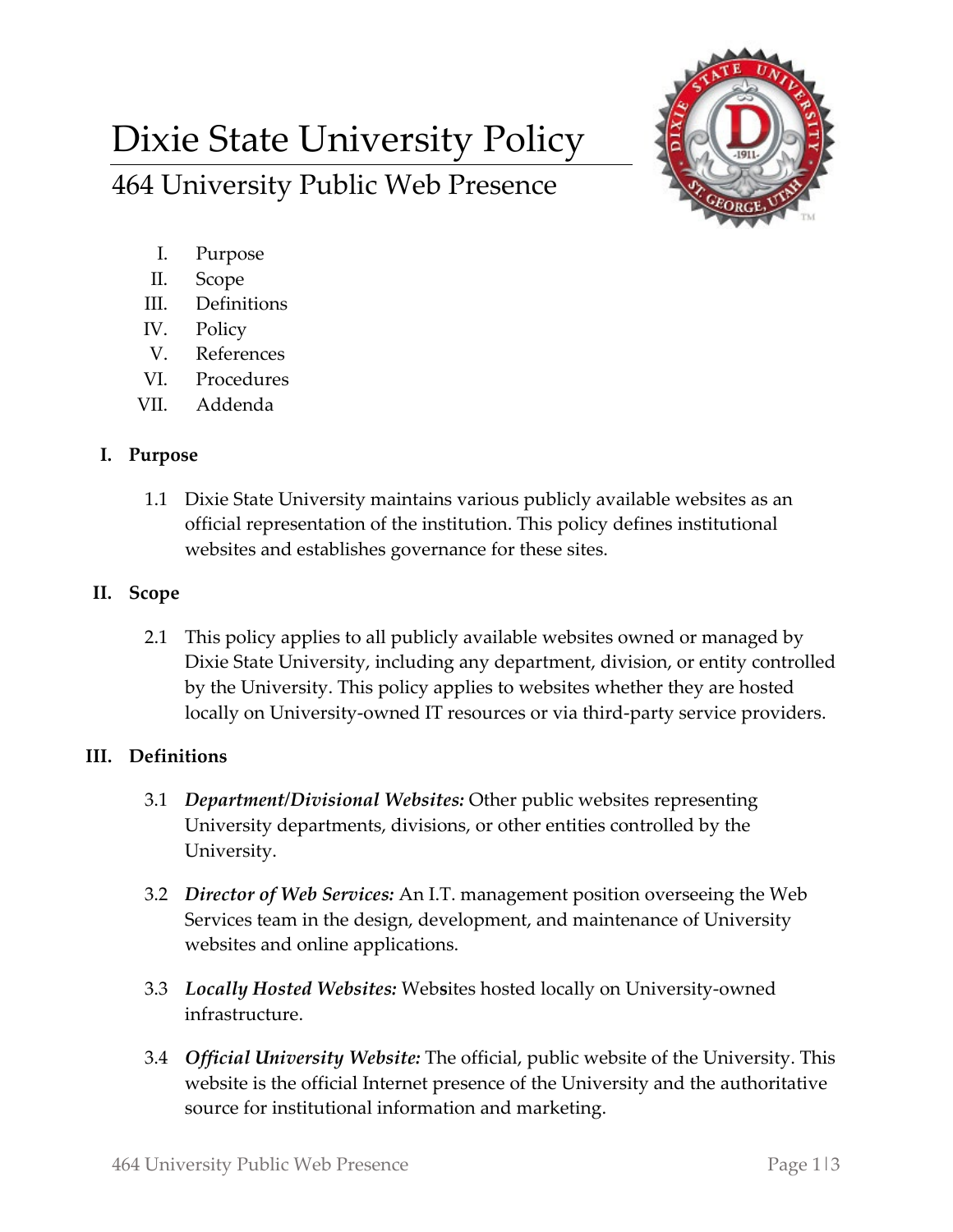# Dixie State University Policy

## 464 University Public Web Presence

I. Purpose
II. Scope
III. Definitions
IV. Policy
V. References
VI. Procedures
VII. Addenda

### I. Purpose

1.1 Dixie State University maintains various publicly available websites as an official representation of the institution. This policy defines institutional websites and establishes governance for these sites.

### II. Scope

2.1 This policy applies to all publicly available websites owned or managed by Dixie State University, including any department, division, or entity controlled by the University. This policy applies to websites whether they are hosted locally on University-owned IT resources or via third-party service providers.

### III. Definitions

3.1 ***Department/Divisional Websites:*** Other public websites representing University departments, divisions, or other entities controlled by the University.

3.2 ***Director of Web Services:*** An I.T. management position overseeing the Web Services team in the design, development, and maintenance of University websites and online applications.

3.3 ***Locally Hosted Websites:*** Websites hosted locally on University-owned infrastructure.

3.4 ***Official University Website:*** The official, public website of the University. This website is the official Internet presence of the University and the authoritative source for institutional information and marketing.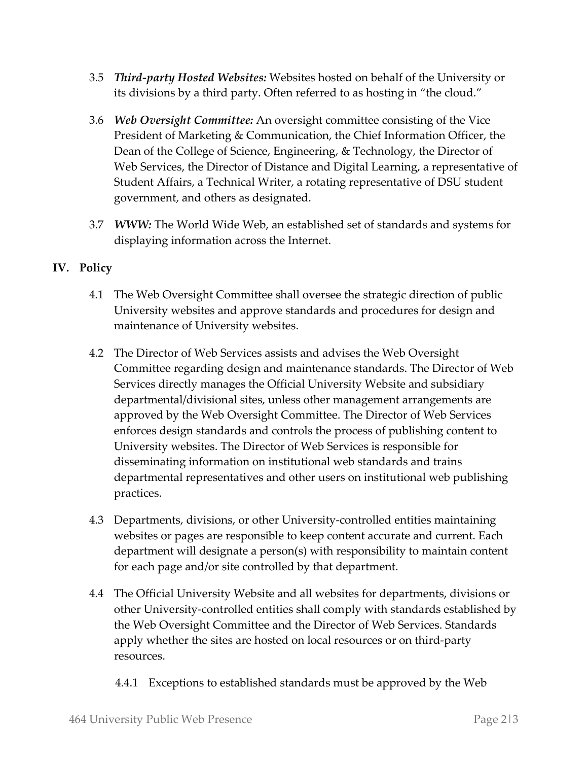3.5 ***Third-party Hosted Websites:*** Websites hosted on behalf of the University or its divisions by a third party. Often referred to as hosting in "the cloud."

3.6 ***Web Oversight Committee:*** An oversight committee consisting of the Vice President of Marketing & Communication, the Chief Information Officer, the Dean of the College of Science, Engineering, & Technology, the Director of Web Services, the Director of Distance and Digital Learning, a representative of Student Affairs, a Technical Writer, a rotating representative of DSU student government, and others as designated.

3.7 ***WWW:*** The World Wide Web, an established set of standards and systems for displaying information across the Internet.

## IV. Policy

4.1 The Web Oversight Committee shall oversee the strategic direction of public University websites and approve standards and procedures for design and maintenance of University websites.

4.2 The Director of Web Services assists and advises the Web Oversight Committee regarding design and maintenance standards. The Director of Web Services directly manages the Official University Website and subsidiary departmental/divisional sites, unless other management arrangements are approved by the Web Oversight Committee. The Director of Web Services enforces design standards and controls the process of publishing content to University websites. The Director of Web Services is responsible for disseminating information on institutional web standards and trains departmental representatives and other users on institutional web publishing practices.

4.3 Departments, divisions, or other University-controlled entities maintaining websites or pages are responsible to keep content accurate and current. Each department will designate a person(s) with responsibility to maintain content for each page and/or site controlled by that department.

4.4 The Official University Website and all websites for departments, divisions or other University-controlled entities shall comply with standards established by the Web Oversight Committee and the Director of Web Services. Standards apply whether the sites are hosted on local resources or on third-party resources.

4.4.1 Exceptions to established standards must be approved by the Web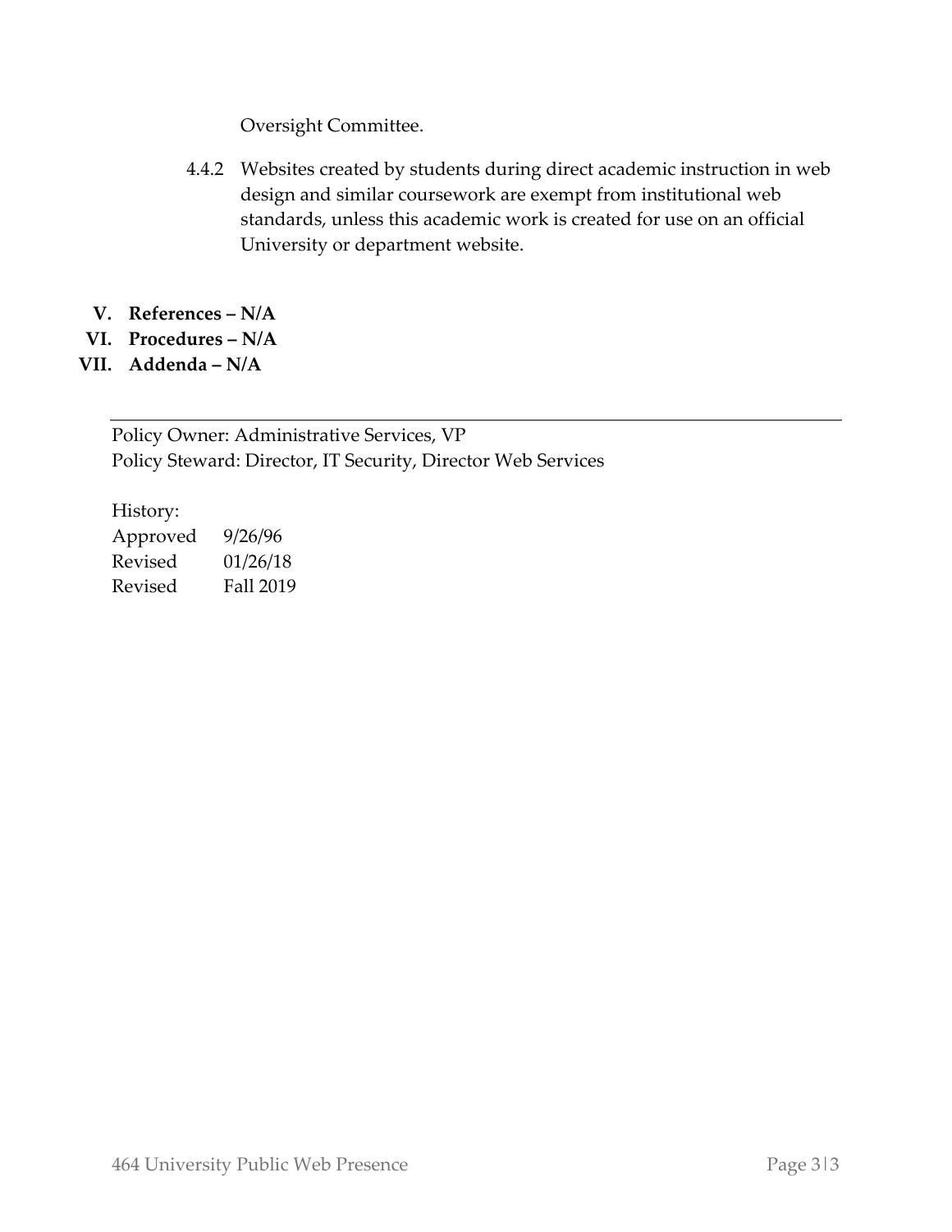Oversight Committee.

4.4.2 Websites created by students during direct academic instruction in web design and similar coursework are exempt from institutional web standards, unless this academic work is created for use on an official University or department website.

**V. References – N/A**

**VI. Procedures – N/A**

**VII. Addenda – N/A**

---

Policy Owner: Administrative Services, VP
Policy Steward: Director, IT Security, Director Web Services

History:

| | |
|---|---|
| Approved | 9/26/96 |
| Revised | 01/26/18 |
| Revised | Fall 2019 |